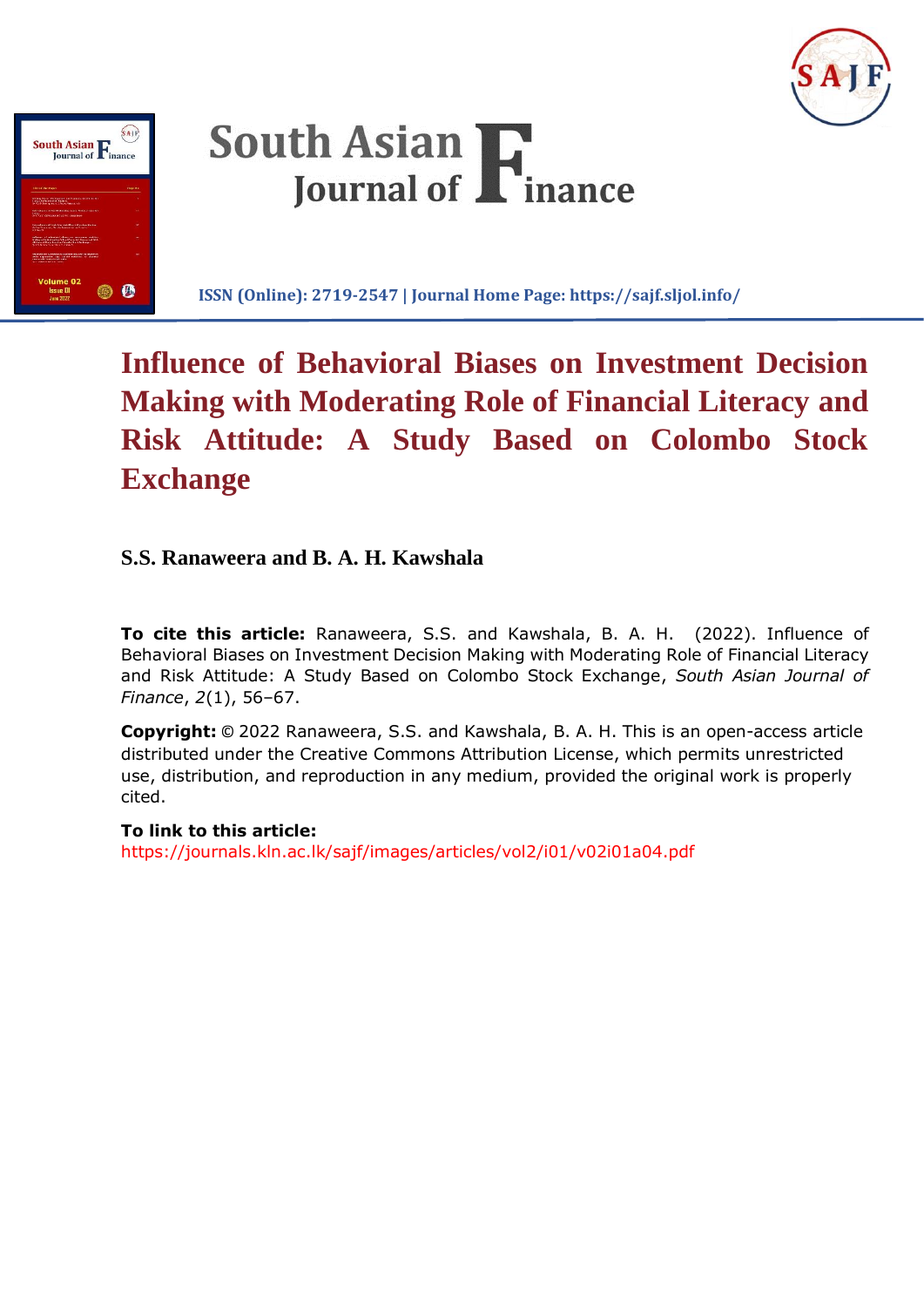# South Asian Journal of Finance

**ISSN (Online): 2719-2547 | Journal Home Page: https://sajf.sljol.info/**

## Influence of Behavioral Biases on Investment Decision Making with Moderating Role of Financial Literacy and Risk Attitude: A Study Based on Colombo Stock Exchange

**S.S. Ranaweera and B. A. H. Kawshala**

**To cite this article:** Ranaweera, S.S. and Kawshala, B. A. H. (2022). Influence of Behavioral Biases on Investment Decision Making with Moderating Role of Financial Literacy and Risk Attitude: A Study Based on Colombo Stock Exchange, *South Asian Journal of Finance*, *2*(1), 56–67.

**Copyright:** © 2022 Ranaweera, S.S. and Kawshala, B. A. H. This is an open-access article distributed under the Creative Commons Attribution License, which permits unrestricted use, distribution, and reproduction in any medium, provided the original work is properly cited.

**To link to this article:**
https://journals.kln.ac.lk/sajf/images/articles/vol2/i01/v02i01a04.pdf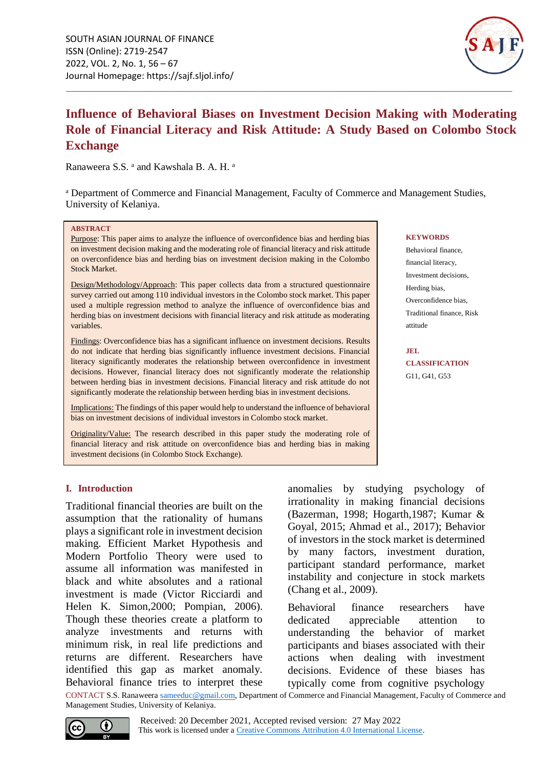# Influence of Behavioral Biases on Investment Decision Making with Moderating Role of Financial Literacy and Risk Attitude: A Study Based on Colombo Stock Exchange

Ranaweera S.S. [a] and Kawshala B. A. H. [a]

[a] Department of Commerce and Financial Management, Faculty of Commerce and Management Studies, University of Kelaniya.

**ABSTRACT**

Purpose: This paper aims to analyze the influence of overconfidence bias and herding bias on investment decision making and the moderating role of financial literacy and risk attitude on overconfidence bias and herding bias on investment decision making in the Colombo Stock Market.

Design/Methodology/Approach: This paper collects data from a structured questionnaire survey carried out among 110 individual investors in the Colombo stock market. This paper used a multiple regression method to analyze the influence of overconfidence bias and herding bias on investment decisions with financial literacy and risk attitude as moderating variables.

Findings: Overconfidence bias has a significant influence on investment decisions. Results do not indicate that herding bias significantly influence investment decisions. Financial literacy significantly moderates the relationship between overconfidence in investment decisions. However, financial literacy does not significantly moderate the relationship between herding bias in investment decisions. Financial literacy and risk attitude do not significantly moderate the relationship between herding bias in investment decisions.

Implications: The findings of this paper would help to understand the influence of behavioral bias on investment decisions of individual investors in Colombo stock market.

Originality/Value: The research described in this paper study the moderating role of financial literacy and risk attitude on overconfidence bias and herding bias in making investment decisions (in Colombo Stock Exchange).

**KEYWORDS**

Behavioral finance, financial literacy, Investment decisions, Herding bias, Overconfidence bias, Traditional finance, Risk attitude

**JEL CLASSIFICATION**

G11, G41, G53

## I. Introduction

Traditional financial theories are built on the assumption that the rationality of humans plays a significant role in investment decision making. Efficient Market Hypothesis and Modern Portfolio Theory were used to assume all information was manifested in black and white absolutes and a rational investment is made (Victor Ricciardi and Helen K. Simon,2000; Pompian, 2006). Though these theories create a platform to analyze investments and returns with minimum risk, in real life predictions and returns are different. Researchers have identified this gap as market anomaly. Behavioral finance tries to interpret these anomalies by studying psychology of irrationality in making financial decisions (Bazerman, 1998; Hogarth,1987; Kumar & Goyal, 2015; Ahmad et al., 2017); Behavior of investors in the stock market is determined by many factors, investment duration, participant standard performance, market instability and conjecture in stock markets (Chang et al., 2009).

Behavioral finance researchers have dedicated appreciable attention to understanding the behavior of market participants and biases associated with their actions when dealing with investment decisions. Evidence of these biases has typically come from cognitive psychology

CONTACT S.S. Ranaweera sameeduc@gmail.com, Department of Commerce and Financial Management, Faculty of Commerce and Management Studies, University of Kelaniya.

Received: 20 December 2021, Accepted revised version: 27 May 2022
This work is licensed under a Creative Commons Attribution 4.0 International License.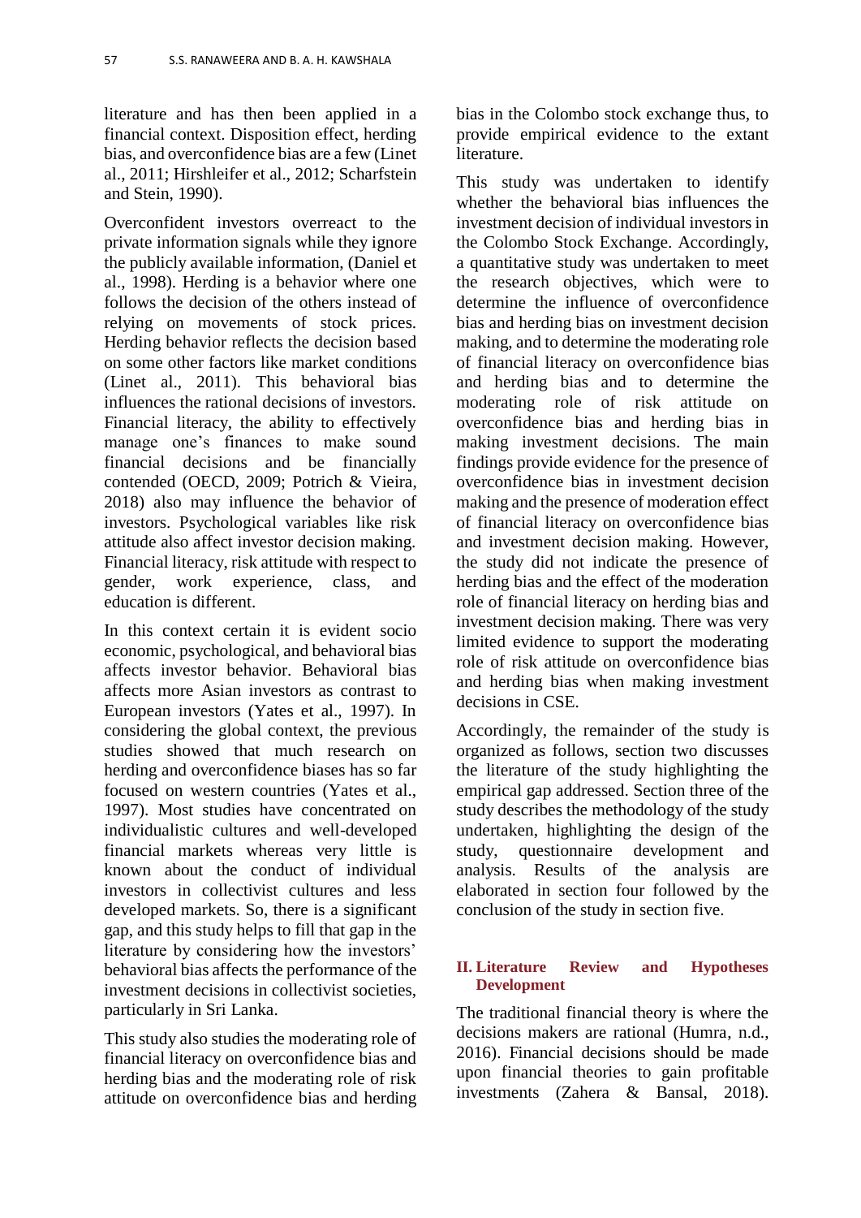literature and has then been applied in a financial context. Disposition effect, herding bias, and overconfidence bias are a few (Linet al., 2011; Hirshleifer et al., 2012; Scharfstein and Stein, 1990).

Overconfident investors overreact to the private information signals while they ignore the publicly available information, (Daniel et al., 1998). Herding is a behavior where one follows the decision of the others instead of relying on movements of stock prices. Herding behavior reflects the decision based on some other factors like market conditions (Linet al., 2011). This behavioral bias influences the rational decisions of investors. Financial literacy, the ability to effectively manage one's finances to make sound financial decisions and be financially contended (OECD, 2009; Potrich & Vieira, 2018) also may influence the behavior of investors. Psychological variables like risk attitude also affect investor decision making. Financial literacy, risk attitude with respect to gender, work experience, class, and education is different.

In this context certain it is evident socio economic, psychological, and behavioral bias affects investor behavior. Behavioral bias affects more Asian investors as contrast to European investors (Yates et al., 1997). In considering the global context, the previous studies showed that much research on herding and overconfidence biases has so far focused on western countries (Yates et al., 1997). Most studies have concentrated on individualistic cultures and well-developed financial markets whereas very little is known about the conduct of individual investors in collectivist cultures and less developed markets. So, there is a significant gap, and this study helps to fill that gap in the literature by considering how the investors' behavioral bias affects the performance of the investment decisions in collectivist societies, particularly in Sri Lanka.

This study also studies the moderating role of financial literacy on overconfidence bias and herding bias and the moderating role of risk attitude on overconfidence bias and herding bias in the Colombo stock exchange thus, to provide empirical evidence to the extant literature.

This study was undertaken to identify whether the behavioral bias influences the investment decision of individual investors in the Colombo Stock Exchange. Accordingly, a quantitative study was undertaken to meet the research objectives, which were to determine the influence of overconfidence bias and herding bias on investment decision making, and to determine the moderating role of financial literacy on overconfidence bias and herding bias and to determine the moderating role of risk attitude on overconfidence bias and herding bias in making investment decisions. The main findings provide evidence for the presence of overconfidence bias in investment decision making and the presence of moderation effect of financial literacy on overconfidence bias and investment decision making. However, the study did not indicate the presence of herding bias and the effect of the moderation role of financial literacy on herding bias and investment decision making. There was very limited evidence to support the moderating role of risk attitude on overconfidence bias and herding bias when making investment decisions in CSE.

Accordingly, the remainder of the study is organized as follows, section two discusses the literature of the study highlighting the empirical gap addressed. Section three of the study describes the methodology of the study undertaken, highlighting the design of the study, questionnaire development and analysis. Results of the analysis are elaborated in section four followed by the conclusion of the study in section five.

## II. Literature Review and Hypotheses Development

The traditional financial theory is where the decisions makers are rational (Humra, n.d., 2016). Financial decisions should be made upon financial theories to gain profitable investments (Zahera & Bansal, 2018).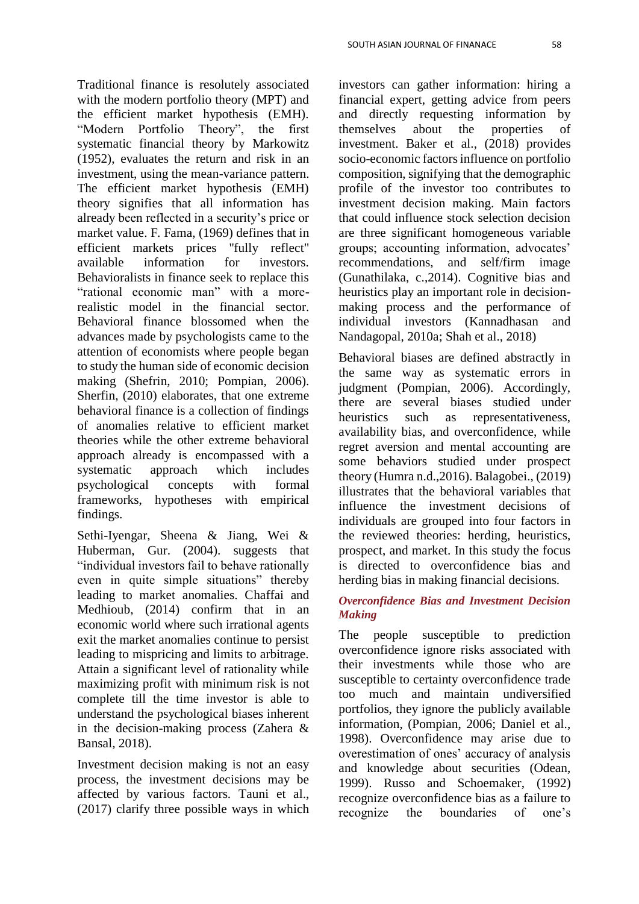Traditional finance is resolutely associated with the modern portfolio theory (MPT) and the efficient market hypothesis (EMH). "Modern Portfolio Theory", the first systematic financial theory by Markowitz (1952), evaluates the return and risk in an investment, using the mean-variance pattern. The efficient market hypothesis (EMH) theory signifies that all information has already been reflected in a security's price or market value. F. Fama, (1969) defines that in efficient markets prices "fully reflect" available information for investors. Behavioralists in finance seek to replace this "rational economic man" with a more-realistic model in the financial sector. Behavioral finance blossomed when the advances made by psychologists came to the attention of economists where people began to study the human side of economic decision making (Shefrin, 2010; Pompian, 2006). Sherfin, (2010) elaborates, that one extreme behavioral finance is a collection of findings of anomalies relative to efficient market theories while the other extreme behavioral approach already is encompassed with a systematic approach which includes psychological concepts with formal frameworks, hypotheses with empirical findings.

Sethi-Iyengar, Sheena & Jiang, Wei & Huberman, Gur. (2004). suggests that "individual investors fail to behave rationally even in quite simple situations" thereby leading to market anomalies. Chaffai and Medhioub, (2014) confirm that in an economic world where such irrational agents exit the market anomalies continue to persist leading to mispricing and limits to arbitrage. Attain a significant level of rationality while maximizing profit with minimum risk is not complete till the time investor is able to understand the psychological biases inherent in the decision-making process (Zahera & Bansal, 2018).

Investment decision making is not an easy process, the investment decisions may be affected by various factors. Tauni et al., (2017) clarify three possible ways in which investors can gather information: hiring a financial expert, getting advice from peers and directly requesting information by themselves about the properties of investment. Baker et al., (2018) provides socio-economic factors influence on portfolio composition, signifying that the demographic profile of the investor too contributes to investment decision making. Main factors that could influence stock selection decision are three significant homogeneous variable groups; accounting information, advocates' recommendations, and self/firm image (Gunathilaka, c.,2014). Cognitive bias and heuristics play an important role in decision-making process and the performance of individual investors (Kannadhasan and Nandagopal, 2010a; Shah et al., 2018)

Behavioral biases are defined abstractly in the same way as systematic errors in judgment (Pompian, 2006). Accordingly, there are several biases studied under heuristics such as representativeness, availability bias, and overconfidence, while regret aversion and mental accounting are some behaviors studied under prospect theory (Humra n.d.,2016). Balagobei., (2019) illustrates that the behavioral variables that influence the investment decisions of individuals are grouped into four factors in the reviewed theories: herding, heuristics, prospect, and market. In this study the focus is directed to overconfidence bias and herding bias in making financial decisions.

### *Overconfidence Bias and Investment Decision Making*

The people susceptible to prediction overconfidence ignore risks associated with their investments while those who are susceptible to certainty overconfidence trade too much and maintain undiversified portfolios, they ignore the publicly available information, (Pompian, 2006; Daniel et al., 1998). Overconfidence may arise due to overestimation of ones' accuracy of analysis and knowledge about securities (Odean, 1999). Russo and Schoemaker, (1992) recognize overconfidence bias as a failure to recognize the boundaries of one's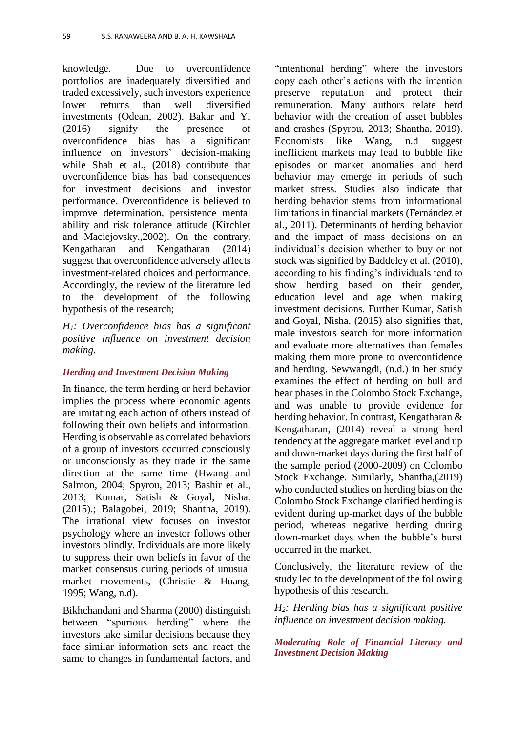knowledge. Due to overconfidence portfolios are inadequately diversified and traded excessively, such investors experience lower returns than well diversified investments (Odean, 2002). Bakar and Yi (2016) signify the presence of overconfidence bias has a significant influence on investors' decision-making while Shah et al., (2018) contribute that overconfidence bias has bad consequences for investment decisions and investor performance. Overconfidence is believed to improve determination, persistence mental ability and risk tolerance attitude (Kirchler and Maciejovsky.,2002). On the contrary, Kengatharan and Kengatharan (2014) suggest that overconfidence adversely affects investment-related choices and performance. Accordingly, the review of the literature led to the development of the following hypothesis of the research;

*$H_1$: Overconfidence bias has a significant positive influence on investment decision making.*

### *Herding and Investment Decision Making*

In finance, the term herding or herd behavior implies the process where economic agents are imitating each action of others instead of following their own beliefs and information. Herding is observable as correlated behaviors of a group of investors occurred consciously or unconsciously as they trade in the same direction at the same time (Hwang and Salmon, 2004; Spyrou, 2013; Bashir et al., 2013; Kumar, Satish & Goyal, Nisha. (2015).; Balagobei, 2019; Shantha, 2019). The irrational view focuses on investor psychology where an investor follows other investors blindly. Individuals are more likely to suppress their own beliefs in favor of the market consensus during periods of unusual market movements, (Christie & Huang, 1995; Wang, n.d).

Bikhchandani and Sharma (2000) distinguish between "spurious herding" where the investors take similar decisions because they face similar information sets and react the same to changes in fundamental factors, and "intentional herding" where the investors copy each other's actions with the intention preserve reputation and protect their remuneration. Many authors relate herd behavior with the creation of asset bubbles and crashes (Spyrou, 2013; Shantha, 2019). Economists like Wang, n.d suggest inefficient markets may lead to bubble like episodes or market anomalies and herd behavior may emerge in periods of such market stress. Studies also indicate that herding behavior stems from informational limitations in financial markets (Fernández et al., 2011). Determinants of herding behavior and the impact of mass decisions on an individual's decision whether to buy or not stock was signified by Baddeley et al. (2010), according to his finding's individuals tend to show herding based on their gender, education level and age when making investment decisions. Further Kumar, Satish and Goyal, Nisha. (2015) also signifies that, male investors search for more information and evaluate more alternatives than females making them more prone to overconfidence and herding. Sewwangdi, (n.d.) in her study examines the effect of herding on bull and bear phases in the Colombo Stock Exchange, and was unable to provide evidence for herding behavior. In contrast, Kengatharan & Kengatharan, (2014) reveal a strong herd tendency at the aggregate market level and up and down-market days during the first half of the sample period (2000-2009) on Colombo Stock Exchange. Similarly, Shantha,(2019) who conducted studies on herding bias on the Colombo Stock Exchange clarified herding is evident during up-market days of the bubble period, whereas negative herding during down-market days when the bubble's burst occurred in the market.

Conclusively, the literature review of the study led to the development of the following hypothesis of this research.

*$H_2$: Herding bias has a significant positive influence on investment decision making.*

### *Moderating Role of Financial Literacy and Investment Decision Making*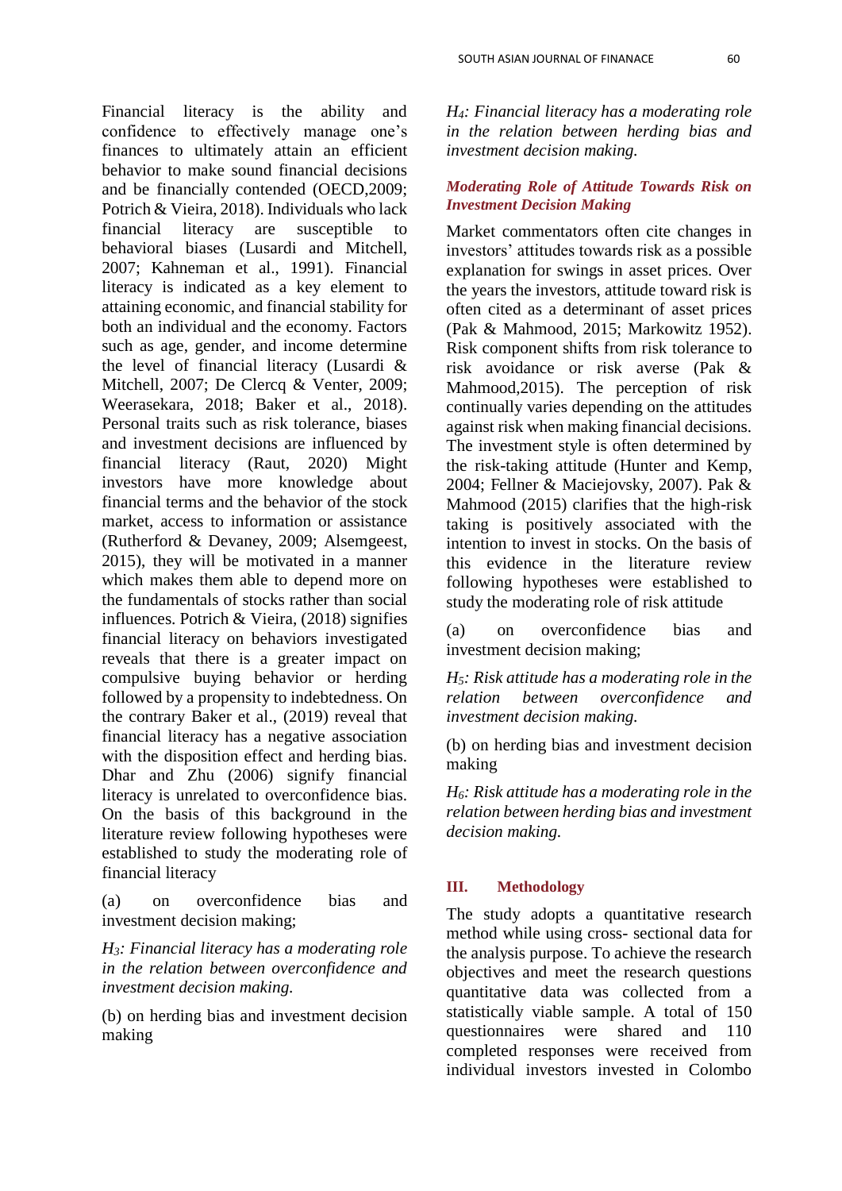Financial literacy is the ability and confidence to effectively manage one's finances to ultimately attain an efficient behavior to make sound financial decisions and be financially contended (OECD,2009; Potrich & Vieira, 2018). Individuals who lack financial literacy are susceptible to behavioral biases (Lusardi and Mitchell, 2007; Kahneman et al., 1991). Financial literacy is indicated as a key element to attaining economic, and financial stability for both an individual and the economy. Factors such as age, gender, and income determine the level of financial literacy (Lusardi & Mitchell, 2007; De Clercq & Venter, 2009; Weerasekara, 2018; Baker et al., 2018). Personal traits such as risk tolerance, biases and investment decisions are influenced by financial literacy (Raut, 2020) Might investors have more knowledge about financial terms and the behavior of the stock market, access to information or assistance (Rutherford & Devaney, 2009; Alsemgeest, 2015), they will be motivated in a manner which makes them able to depend more on the fundamentals of stocks rather than social influences. Potrich & Vieira, (2018) signifies financial literacy on behaviors investigated reveals that there is a greater impact on compulsive buying behavior or herding followed by a propensity to indebtedness. On the contrary Baker et al., (2019) reveal that financial literacy has a negative association with the disposition effect and herding bias. Dhar and Zhu (2006) signify financial literacy is unrelated to overconfidence bias. On the basis of this background in the literature review following hypotheses were established to study the moderating role of financial literacy

(a) on overconfidence bias and investment decision making;

*$H_3$: Financial literacy has a moderating role in the relation between overconfidence and investment decision making.*

(b) on herding bias and investment decision making

*$H_4$: Financial literacy has a moderating role in the relation between herding bias and investment decision making.*

### *Moderating Role of Attitude Towards Risk on Investment Decision Making*

Market commentators often cite changes in investors' attitudes towards risk as a possible explanation for swings in asset prices. Over the years the investors, attitude toward risk is often cited as a determinant of asset prices (Pak & Mahmood, 2015; Markowitz 1952). Risk component shifts from risk tolerance to risk avoidance or risk averse (Pak & Mahmood,2015). The perception of risk continually varies depending on the attitudes against risk when making financial decisions. The investment style is often determined by the risk-taking attitude (Hunter and Kemp, 2004; Fellner & Maciejovsky, 2007). Pak & Mahmood (2015) clarifies that the high-risk taking is positively associated with the intention to invest in stocks. On the basis of this evidence in the literature review following hypotheses were established to study the moderating role of risk attitude

(a) on overconfidence bias and investment decision making;

*$H_5$: Risk attitude has a moderating role in the relation between overconfidence and investment decision making.*

(b) on herding bias and investment decision making

*$H_6$: Risk attitude has a moderating role in the relation between herding bias and investment decision making.*

## III. Methodology

The study adopts a quantitative research method while using cross- sectional data for the analysis purpose. To achieve the research objectives and meet the research questions quantitative data was collected from a statistically viable sample. A total of 150 questionnaires were shared and 110 completed responses were received from individual investors invested in Colombo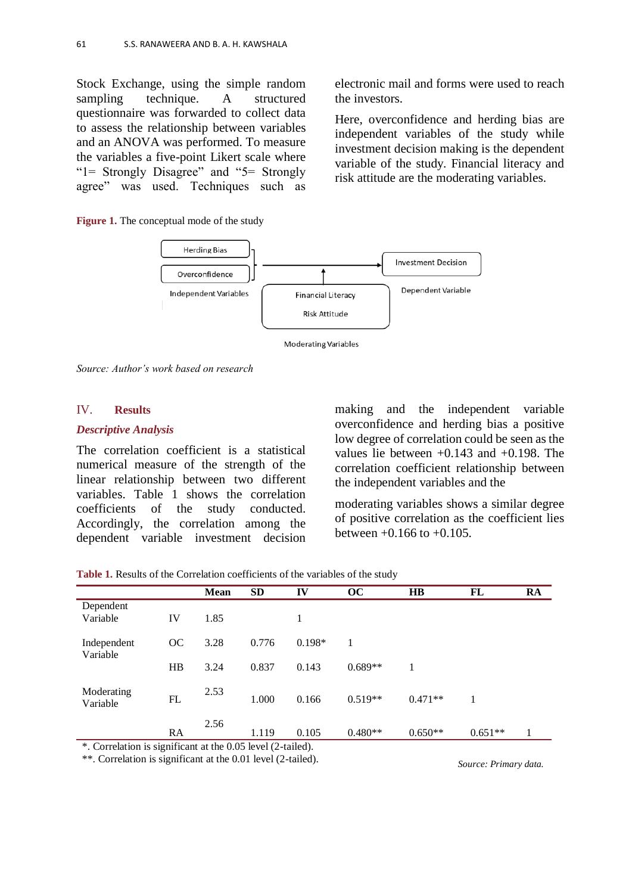Stock Exchange, using the simple random sampling technique. A structured questionnaire was forwarded to collect data to assess the relationship between variables and an ANOVA was performed. To measure the variables a five-point Likert scale where "1= Strongly Disagree" and "5= Strongly agree" was used. Techniques such as electronic mail and forms were used to reach the investors.

Here, overconfidence and herding bias are independent variables of the study while investment decision making is the dependent variable of the study. Financial literacy and risk attitude are the moderating variables.

**Figure 1.** The conceptual mode of the study

Herding Bias

Overconfidence

Independent Variables

Investment Decision

Dependent Variable

Financial Literacy

Risk Attitude

Moderating Variables

*Source: Author's work based on research*

## IV. Results

### *Descriptive Analysis*

The correlation coefficient is a statistical numerical measure of the strength of the linear relationship between two different variables. Table 1 shows the correlation coefficients of the study conducted. Accordingly, the correlation among the dependent variable investment decision making and the independent variable overconfidence and herding bias a positive low degree of correlation could be seen as the values lie between +0.143 and +0.198. The correlation coefficient relationship between the independent variables and the moderating variables shows a similar degree of positive correlation as the coefficient lies between +0.166 to +0.105.

**Table 1.** Results of the Correlation coefficients of the variables of the study

| | | Mean | SD | IV | OC | HB | FL | RA |
|---|---|---|---|---|---|---|---|---|
| Dependent Variable | IV | 1.85 | | 1 | | | | |
| Independent Variable | OC | 3.28 | 0.776 | 0.198* | 1 | | | |
| | HB | 3.24 | 0.837 | 0.143 | 0.689** | 1 | | |
| Moderating Variable | FL | 2.53 | 1.000 | 0.166 | 0.519** | 0.471** | 1 | |
| | RA | 2.56 | 1.119 | 0.105 | 0.480** | 0.650** | 0.651** | 1 |

*. Correlation is significant at the 0.05 level (2-tailed).

**. Correlation is significant at the 0.01 level (2-tailed).

*Source: Primary data.*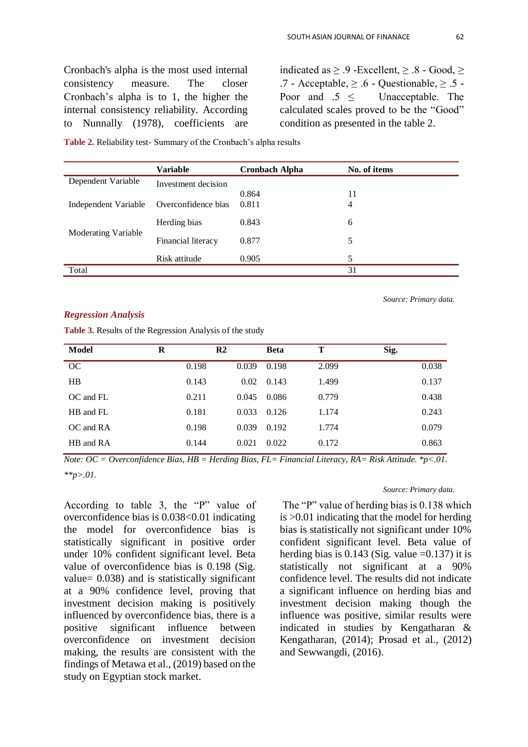Cronbach's alpha is the most used internal consistency measure. The closer Cronbach's alpha is to 1, the higher the internal consistency reliability. According to Nunnally (1978), coefficients are indicated as ≥ .9 -Excellent, ≥ .8 - Good, ≥ .7 - Acceptable, ≥ .6 - Questionable, ≥ .5 - Poor and .5 ≤ Unacceptable. The calculated scales proved to be the "Good" condition as presented in the table 2.

**Table 2.** Reliability test- Summary of the Cronbach's alpha results

| | Variable | Cronbach Alpha | No. of items |
|---|---|---|---|
| Dependent Variable | Investment decision | 0.864 | 11 |
| Independent Variable | Overconfidence bias | 0.811 | 4 |
| | Herding bias | 0.843 | 6 |
| Moderating Variable | Financial literacy | 0.877 | 5 |
| | Risk attitude | 0.905 | 5 |
| Total | | | 31 |

*Source: Primary data.*

### *Regression Analysis*

**Table 3.** Results of the Regression Analysis of the study

| Model | R | R2 | Beta | T | Sig. |
|---|---|---|---|---|---|
| OC | 0.198 | 0.039 | 0.198 | 2.099 | 0.038 |
| HB | 0.143 | 0.02 | 0.143 | 1.499 | 0.137 |
| OC and FL | 0.211 | 0.045 | 0.086 | 0.779 | 0.438 |
| HB and FL | 0.181 | 0.033 | 0.126 | 1.174 | 0.243 |
| OC and RA | 0.198 | 0.039 | 0.192 | 1.774 | 0.079 |
| HB and RA | 0.144 | 0.021 | 0.022 | 0.172 | 0.863 |

*Note: OC = Overconfidence Bias, HB = Herding Bias, FL= Financial Literacy, RA= Risk Attitude. *p<.01. **p>.01.*

*Source: Primary data.*

According to table 3, the "P" value of overconfidence bias is 0.038<0.01 indicating the model for overconfidence bias is statistically significant in positive order under 10% confident significant level. Beta value of overconfidence bias is 0.198 (Sig. value= 0.038) and is statistically significant at a 90% confidence level, proving that investment decision making is positively influenced by overconfidence bias, there is a positive significant influence between overconfidence on investment decision making, the results are consistent with the findings of Metawa et al., (2019) based on the study on Egyptian stock market.

The "P" value of herding bias is 0.138 which is >0.01 indicating that the model for herding bias is statistically not significant under 10% confident significant level. Beta value of herding bias is 0.143 (Sig. value =0.137) it is statistically not significant at a 90% confidence level. The results did not indicate a significant influence on herding bias and investment decision making though the influence was positive, similar results were indicated in studies by Kengatharan & Kengatharan, (2014); Prosad et al., (2012) and Sewwangdi, (2016).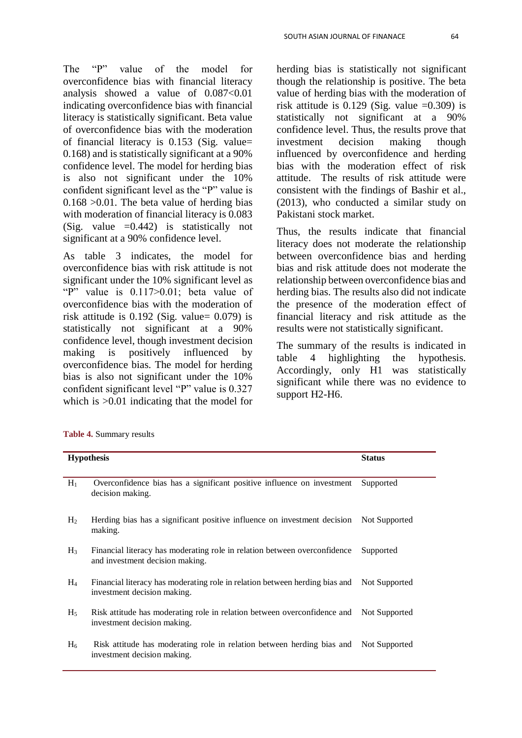The "P" value of the model for overconfidence bias with financial literacy analysis showed a value of 0.087<0.01 indicating overconfidence bias with financial literacy is statistically significant. Beta value of overconfidence bias with the moderation of financial literacy is 0.153 (Sig. value= 0.168) and is statistically significant at a 90% confidence level. The model for herding bias is also not significant under the 10% confident significant level as the "P" value is 0.168 >0.01. The beta value of herding bias with moderation of financial literacy is 0.083 (Sig. value =0.442) is statistically not significant at a 90% confidence level.

As table 3 indicates, the model for overconfidence bias with risk attitude is not significant under the 10% significant level as "P" value is 0.117>0.01; beta value of overconfidence bias with the moderation of risk attitude is 0.192 (Sig. value= 0.079) is statistically not significant at a 90% confidence level, though investment decision making is positively influenced by overconfidence bias. The model for herding bias is also not significant under the 10% confident significant level "P" value is 0.327 which is >0.01 indicating that the model for herding bias is statistically not significant though the relationship is positive. The beta value of herding bias with the moderation of risk attitude is 0.129 (Sig. value =0.309) is statistically not significant at a 90% confidence level. Thus, the results prove that investment decision making though influenced by overconfidence and herding bias with the moderation effect of risk attitude. The results of risk attitude were consistent with the findings of Bashir et al., (2013), who conducted a similar study on Pakistani stock market.

Thus, the results indicate that financial literacy does not moderate the relationship between overconfidence bias and herding bias and risk attitude does not moderate the relationship between overconfidence bias and herding bias. The results also did not indicate the presence of the moderation effect of financial literacy and risk attitude as the results were not statistically significant.

The summary of the results is indicated in table 4 highlighting the hypothesis. Accordingly, only H1 was statistically significant while there was no evidence to support H2-H6.

**Table 4.** Summary results

| Hypothesis | | Status |
|---|---|---|
| $H_1$ | Overconfidence bias has a significant positive influence on investment decision making. | Supported |
| $H_2$ | Herding bias has a significant positive influence on investment decision making. | Not Supported |
| $H_3$ | Financial literacy has moderating role in relation between overconfidence and investment decision making. | Supported |
| $H_4$ | Financial literacy has moderating role in relation between herding bias and investment decision making. | Not Supported |
| $H_5$ | Risk attitude has moderating role in relation between overconfidence and investment decision making. | Not Supported |
| $H_6$ | Risk attitude has moderating role in relation between herding bias and investment decision making. | Not Supported |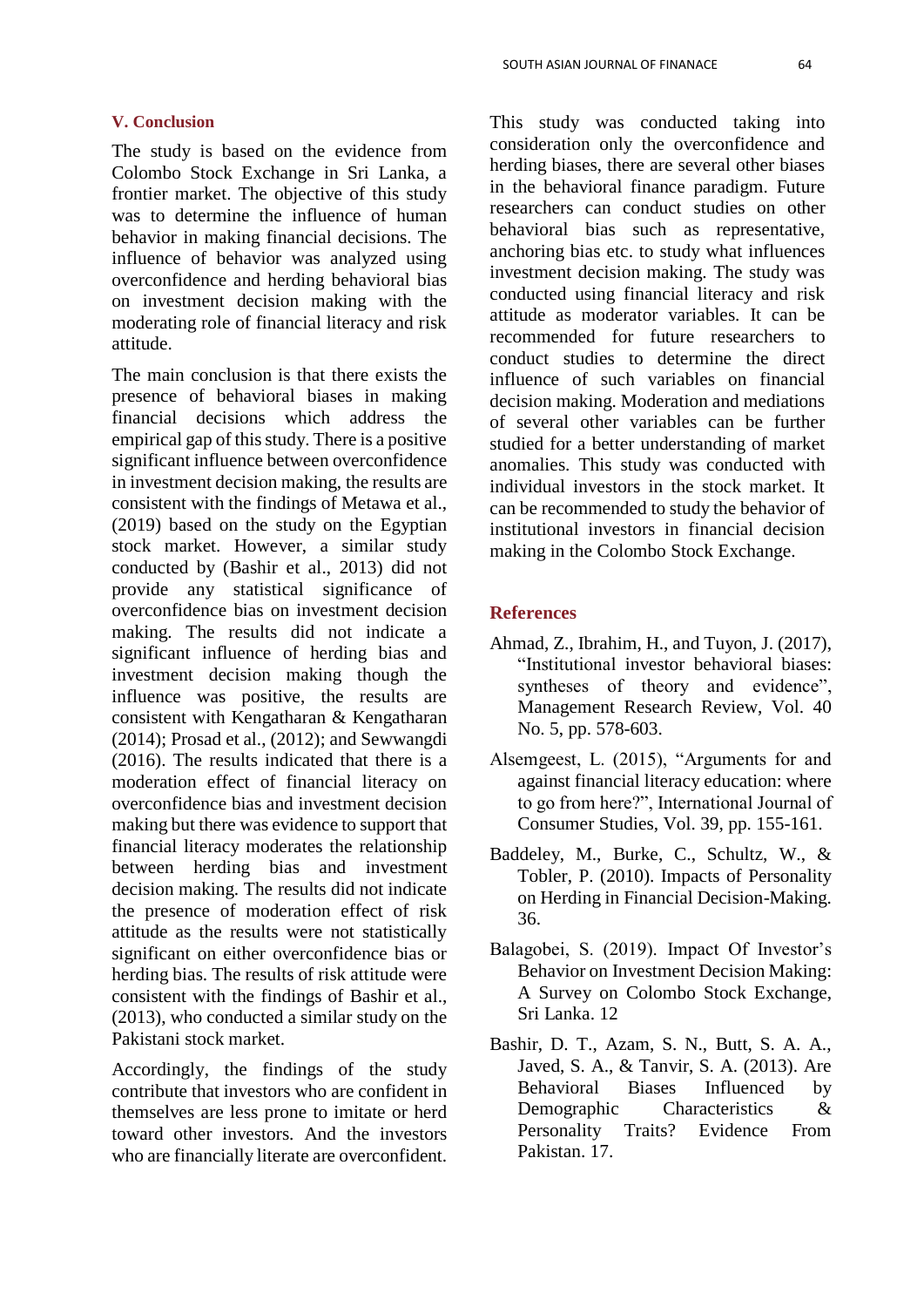## V. Conclusion

The study is based on the evidence from Colombo Stock Exchange in Sri Lanka, a frontier market. The objective of this study was to determine the influence of human behavior in making financial decisions. The influence of behavior was analyzed using overconfidence and herding behavioral bias on investment decision making with the moderating role of financial literacy and risk attitude.

The main conclusion is that there exists the presence of behavioral biases in making financial decisions which address the empirical gap of this study. There is a positive significant influence between overconfidence in investment decision making, the results are consistent with the findings of Metawa et al., (2019) based on the study on the Egyptian stock market. However, a similar study conducted by (Bashir et al., 2013) did not provide any statistical significance of overconfidence bias on investment decision making. The results did not indicate a significant influence of herding bias and investment decision making though the influence was positive, the results are consistent with Kengatharan & Kengatharan (2014); Prosad et al., (2012); and Sewwangdi (2016). The results indicated that there is a moderation effect of financial literacy on overconfidence bias and investment decision making but there was evidence to support that financial literacy moderates the relationship between herding bias and investment decision making. The results did not indicate the presence of moderation effect of risk attitude as the results were not statistically significant on either overconfidence bias or herding bias. The results of risk attitude were consistent with the findings of Bashir et al., (2013), who conducted a similar study on the Pakistani stock market.

Accordingly, the findings of the study contribute that investors who are confident in themselves are less prone to imitate or herd toward other investors. And the investors who are financially literate are overconfident.

This study was conducted taking into consideration only the overconfidence and herding biases, there are several other biases in the behavioral finance paradigm. Future researchers can conduct studies on other behavioral bias such as representative, anchoring bias etc. to study what influences investment decision making. The study was conducted using financial literacy and risk attitude as moderator variables. It can be recommended for future researchers to conduct studies to determine the direct influence of such variables on financial decision making. Moderation and mediations of several other variables can be further studied for a better understanding of market anomalies. This study was conducted with individual investors in the stock market. It can be recommended to study the behavior of institutional investors in financial decision making in the Colombo Stock Exchange.

## References

Ahmad, Z., Ibrahim, H., and Tuyon, J. (2017), "Institutional investor behavioral biases: syntheses of theory and evidence", Management Research Review, Vol. 40 No. 5, pp. 578-603.

Alsemgeest, L. (2015), "Arguments for and against financial literacy education: where to go from here?", International Journal of Consumer Studies, Vol. 39, pp. 155-161.

Baddeley, M., Burke, C., Schultz, W., & Tobler, P. (2010). Impacts of Personality on Herding in Financial Decision-Making. 36.

Balagobei, S. (2019). Impact Of Investor's Behavior on Investment Decision Making: A Survey on Colombo Stock Exchange, Sri Lanka. 12

Bashir, D. T., Azam, S. N., Butt, S. A. A., Javed, S. A., & Tanvir, S. A. (2013). Are Behavioral Biases Influenced by Demographic Characteristics & Personality Traits? Evidence From Pakistan. 17.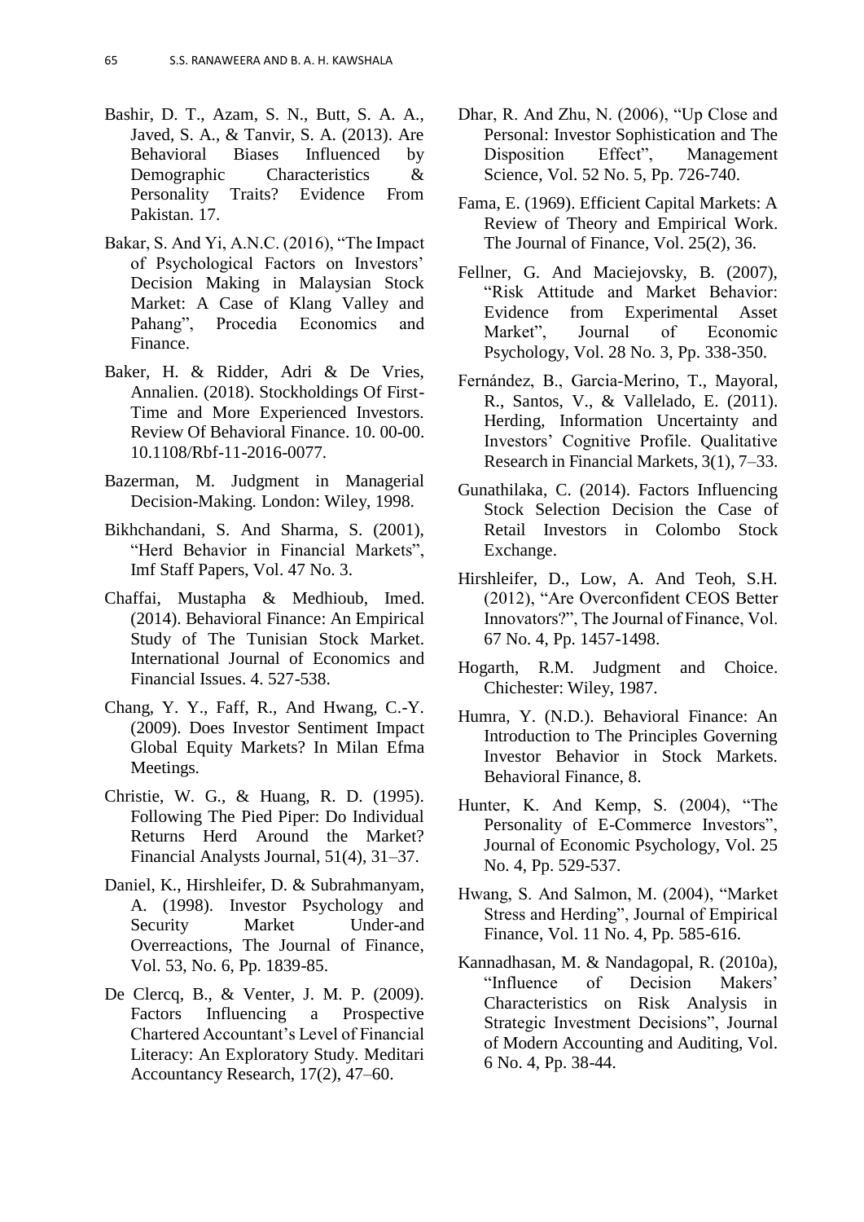Bashir, D. T., Azam, S. N., Butt, S. A. A., Javed, S. A., & Tanvir, S. A. (2013). Are Behavioral Biases Influenced by Demographic Characteristics & Personality Traits? Evidence From Pakistan. 17.

Bakar, S. And Yi, A.N.C. (2016), "The Impact of Psychological Factors on Investors' Decision Making in Malaysian Stock Market: A Case of Klang Valley and Pahang", Procedia Economics and Finance.

Baker, H. & Ridder, Adri & De Vries, Annalien. (2018). Stockholdings Of First-Time and More Experienced Investors. Review Of Behavioral Finance. 10. 00-00. 10.1108/Rbf-11-2016-0077.

Bazerman, M. Judgment in Managerial Decision-Making. London: Wiley, 1998.

Bikhchandani, S. And Sharma, S. (2001), "Herd Behavior in Financial Markets", Imf Staff Papers, Vol. 47 No. 3.

Chaffai, Mustapha & Medhioub, Imed. (2014). Behavioral Finance: An Empirical Study of The Tunisian Stock Market. International Journal of Economics and Financial Issues. 4. 527-538.

Chang, Y. Y., Faff, R., And Hwang, C.-Y. (2009). Does Investor Sentiment Impact Global Equity Markets? In Milan Efma Meetings.

Christie, W. G., & Huang, R. D. (1995). Following The Pied Piper: Do Individual Returns Herd Around the Market? Financial Analysts Journal, 51(4), 31–37.

Daniel, K., Hirshleifer, D. & Subrahmanyam, A. (1998). Investor Psychology and Security Market Under-and Overreactions, The Journal of Finance, Vol. 53, No. 6, Pp. 1839-85.

De Clercq, B., & Venter, J. M. P. (2009). Factors Influencing a Prospective Chartered Accountant's Level of Financial Literacy: An Exploratory Study. Meditari Accountancy Research, 17(2), 47–60.

Dhar, R. And Zhu, N. (2006), "Up Close and Personal: Investor Sophistication and The Disposition Effect", Management Science, Vol. 52 No. 5, Pp. 726-740.

Fama, E. (1969). Efficient Capital Markets: A Review of Theory and Empirical Work. The Journal of Finance, Vol. 25(2), 36.

Fellner, G. And Maciejovsky, B. (2007), "Risk Attitude and Market Behavior: Evidence from Experimental Asset Market", Journal of Economic Psychology, Vol. 28 No. 3, Pp. 338-350.

Fernández, B., Garcia-Merino, T., Mayoral, R., Santos, V., & Vallelado, E. (2011). Herding, Information Uncertainty and Investors' Cognitive Profile. Qualitative Research in Financial Markets, 3(1), 7–33.

Gunathilaka, C. (2014). Factors Influencing Stock Selection Decision the Case of Retail Investors in Colombo Stock Exchange.

Hirshleifer, D., Low, A. And Teoh, S.H. (2012), "Are Overconfident CEOS Better Innovators?", The Journal of Finance, Vol. 67 No. 4, Pp. 1457-1498.

Hogarth, R.M. Judgment and Choice. Chichester: Wiley, 1987.

Humra, Y. (N.D.). Behavioral Finance: An Introduction to The Principles Governing Investor Behavior in Stock Markets. Behavioral Finance, 8.

Hunter, K. And Kemp, S. (2004), "The Personality of E-Commerce Investors", Journal of Economic Psychology, Vol. 25 No. 4, Pp. 529-537.

Hwang, S. And Salmon, M. (2004), "Market Stress and Herding", Journal of Empirical Finance, Vol. 11 No. 4, Pp. 585-616.

Kannadhasan, M. & Nandagopal, R. (2010a), "Influence of Decision Makers' Characteristics on Risk Analysis in Strategic Investment Decisions", Journal of Modern Accounting and Auditing, Vol. 6 No. 4, Pp. 38-44.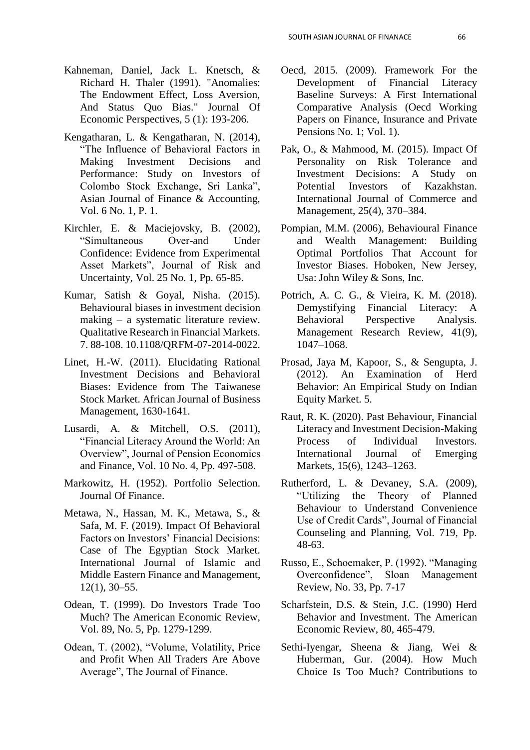Kahneman, Daniel, Jack L. Knetsch, & Richard H. Thaler (1991). "Anomalies: The Endowment Effect, Loss Aversion, And Status Quo Bias." Journal Of Economic Perspectives, 5 (1): 193-206.

Kengatharan, L. & Kengatharan, N. (2014), "The Influence of Behavioral Factors in Making Investment Decisions and Performance: Study on Investors of Colombo Stock Exchange, Sri Lanka", Asian Journal of Finance & Accounting, Vol. 6 No. 1, P. 1.

Kirchler, E. & Maciejovsky, B. (2002), "Simultaneous Over-and Under Confidence: Evidence from Experimental Asset Markets", Journal of Risk and Uncertainty, Vol. 25 No. 1, Pp. 65-85.

Kumar, Satish & Goyal, Nisha. (2015). Behavioural biases in investment decision making – a systematic literature review. Qualitative Research in Financial Markets. 7. 88-108. 10.1108/QRFM-07-2014-0022.

Linet, H.-W. (2011). Elucidating Rational Investment Decisions and Behavioral Biases: Evidence from The Taiwanese Stock Market. African Journal of Business Management, 1630-1641.

Lusardi, A. & Mitchell, O.S. (2011), "Financial Literacy Around the World: An Overview", Journal of Pension Economics and Finance, Vol. 10 No. 4, Pp. 497-508.

Markowitz, H. (1952). Portfolio Selection. Journal Of Finance.

Metawa, N., Hassan, M. K., Metawa, S., & Safa, M. F. (2019). Impact Of Behavioral Factors on Investors' Financial Decisions: Case of The Egyptian Stock Market. International Journal of Islamic and Middle Eastern Finance and Management, 12(1), 30–55.

Odean, T. (1999). Do Investors Trade Too Much? The American Economic Review, Vol. 89, No. 5, Pp. 1279-1299.

Odean, T. (2002), "Volume, Volatility, Price and Profit When All Traders Are Above Average", The Journal of Finance.

Oecd, 2015. (2009). Framework For the Development of Financial Literacy Baseline Surveys: A First International Comparative Analysis (Oecd Working Papers on Finance, Insurance and Private Pensions No. 1; Vol. 1).

Pak, O., & Mahmood, M. (2015). Impact Of Personality on Risk Tolerance and Investment Decisions: A Study on Potential Investors of Kazakhstan. International Journal of Commerce and Management, 25(4), 370–384.

Pompian, M.M. (2006), Behavioural Finance and Wealth Management: Building Optimal Portfolios That Account for Investor Biases. Hoboken, New Jersey, Usa: John Wiley & Sons, Inc.

Potrich, A. C. G., & Vieira, K. M. (2018). Demystifying Financial Literacy: A Behavioral Perspective Analysis. Management Research Review, 41(9), 1047–1068.

Prosad, Jaya M, Kapoor, S., & Sengupta, J. (2012). An Examination of Herd Behavior: An Empirical Study on Indian Equity Market. 5.

Raut, R. K. (2020). Past Behaviour, Financial Literacy and Investment Decision-Making Process of Individual Investors. International Journal of Emerging Markets, 15(6), 1243–1263.

Rutherford, L. & Devaney, S.A. (2009), "Utilizing the Theory of Planned Behaviour to Understand Convenience Use of Credit Cards", Journal of Financial Counseling and Planning, Vol. 719, Pp. 48-63.

Russo, E., Schoemaker, P. (1992). "Managing Overconfidence", Sloan Management Review, No. 33, Pp. 7-17

Scharfstein, D.S. & Stein, J.C. (1990) Herd Behavior and Investment. The American Economic Review, 80, 465-479.

Sethi-Iyengar, Sheena & Jiang, Wei & Huberman, Gur. (2004). How Much Choice Is Too Much? Contributions to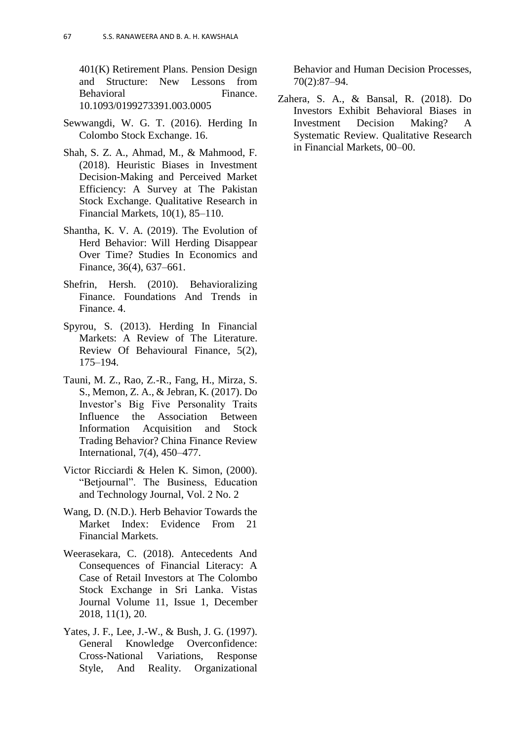401(K) Retirement Plans. Pension Design and Structure: New Lessons from Behavioral Finance. 10.1093/0199273391.003.0005

Sewwangdi, W. G. T. (2016). Herding In Colombo Stock Exchange. 16.

Shah, S. Z. A., Ahmad, M., & Mahmood, F. (2018). Heuristic Biases in Investment Decision-Making and Perceived Market Efficiency: A Survey at The Pakistan Stock Exchange. Qualitative Research in Financial Markets, 10(1), 85–110.

Shantha, K. V. A. (2019). The Evolution of Herd Behavior: Will Herding Disappear Over Time? Studies In Economics and Finance, 36(4), 637–661.

Shefrin, Hersh. (2010). Behavioralizing Finance. Foundations And Trends in Finance. 4.

Spyrou, S. (2013). Herding In Financial Markets: A Review of The Literature. Review Of Behavioural Finance, 5(2), 175–194.

Tauni, M. Z., Rao, Z.-R., Fang, H., Mirza, S. S., Memon, Z. A., & Jebran, K. (2017). Do Investor's Big Five Personality Traits Influence the Association Between Information Acquisition and Stock Trading Behavior? China Finance Review International, 7(4), 450–477.

Victor Ricciardi & Helen K. Simon, (2000). "Betjournal". The Business, Education and Technology Journal, Vol. 2 No. 2

Wang, D. (N.D.). Herb Behavior Towards the Market Index: Evidence From 21 Financial Markets.

Weerasekara, C. (2018). Antecedents And Consequences of Financial Literacy: A Case of Retail Investors at The Colombo Stock Exchange in Sri Lanka. Vistas Journal Volume 11, Issue 1, December 2018, 11(1), 20.

Yates, J. F., Lee, J.-W., & Bush, J. G. (1997). General Knowledge Overconfidence: Cross-National Variations, Response Style, And Reality. Organizational Behavior and Human Decision Processes, 70(2):87–94.

Zahera, S. A., & Bansal, R. (2018). Do Investors Exhibit Behavioral Biases in Investment Decision Making? A Systematic Review. Qualitative Research in Financial Markets, 00–00.